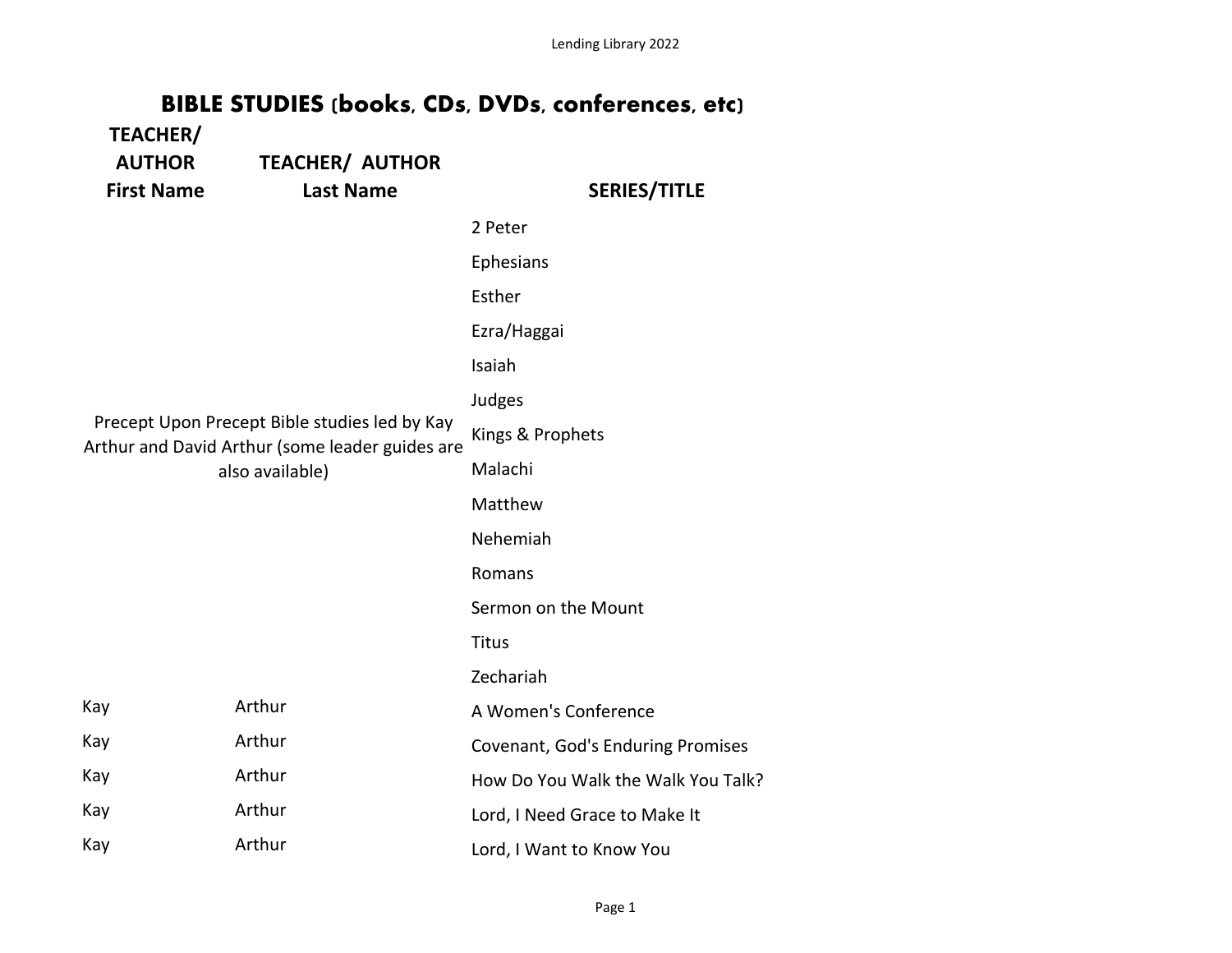## BIBLE STUDIES (books, CDs, DVDs, conferences, etc)

| TEACHER/ AUTHOR First Name | TEACHER/ AUTHOR Last Name | SERIES/TITLE |
|---|---|---|
| Precept Upon Precept Bible studies led by Kay Arthur and David Arthur (some leader guides are also available) | | 2 Peter |
| | | Ephesians |
| | | Esther |
| | | Ezra/Haggai |
| | | Isaiah |
| | | Judges |
| | | Kings & Prophets |
| | | Malachi |
| | | Matthew |
| | | Nehemiah |
| | | Romans |
| | | Sermon on the Mount |
| | | Titus |
| | | Zechariah |
| Kay | Arthur | A Women's Conference |
| Kay | Arthur | Covenant, God's Enduring Promises |
| Kay | Arthur | How Do You Walk the Walk You Talk? |
| Kay | Arthur | Lord, I Need Grace to Make It |
| Kay | Arthur | Lord, I Want to Know You |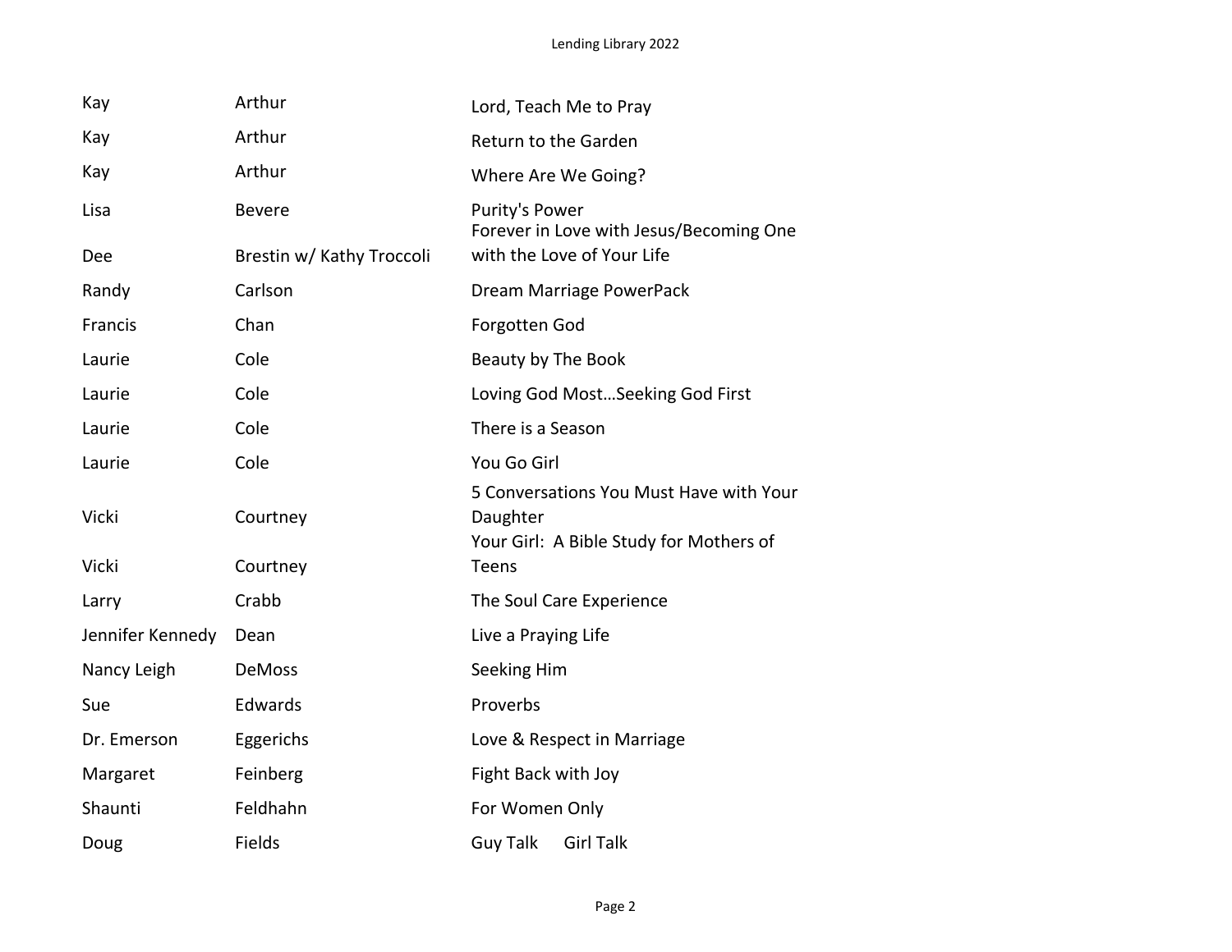| | | |
|---|---|---|
| Kay | Arthur | Lord, Teach Me to Pray |
| Kay | Arthur | Return to the Garden |
| Kay | Arthur | Where Are We Going? |
| Lisa | Bevere | Purity's Power |
| Dee | Brestin w/ Kathy Troccoli | Forever in Love with Jesus/Becoming One with the Love of Your Life |
| Randy | Carlson | Dream Marriage PowerPack |
| Francis | Chan | Forgotten God |
| Laurie | Cole | Beauty by The Book |
| Laurie | Cole | Loving God Most…Seeking God First |
| Laurie | Cole | There is a Season |
| Laurie | Cole | You Go Girl |
| Vicki | Courtney | 5 Conversations You Must Have with Your Daughter |
| Vicki | Courtney | Your Girl: A Bible Study for Mothers of Teens |
| Larry | Crabb | The Soul Care Experience |
| Jennifer Kennedy | Dean | Live a Praying Life |
| Nancy Leigh | DeMoss | Seeking Him |
| Sue | Edwards | Proverbs |
| Dr. Emerson | Eggerichs | Love & Respect in Marriage |
| Margaret | Feinberg | Fight Back with Joy |
| Shaunti | Feldhahn | For Women Only |
| Doug | Fields | Guy Talk Girl Talk |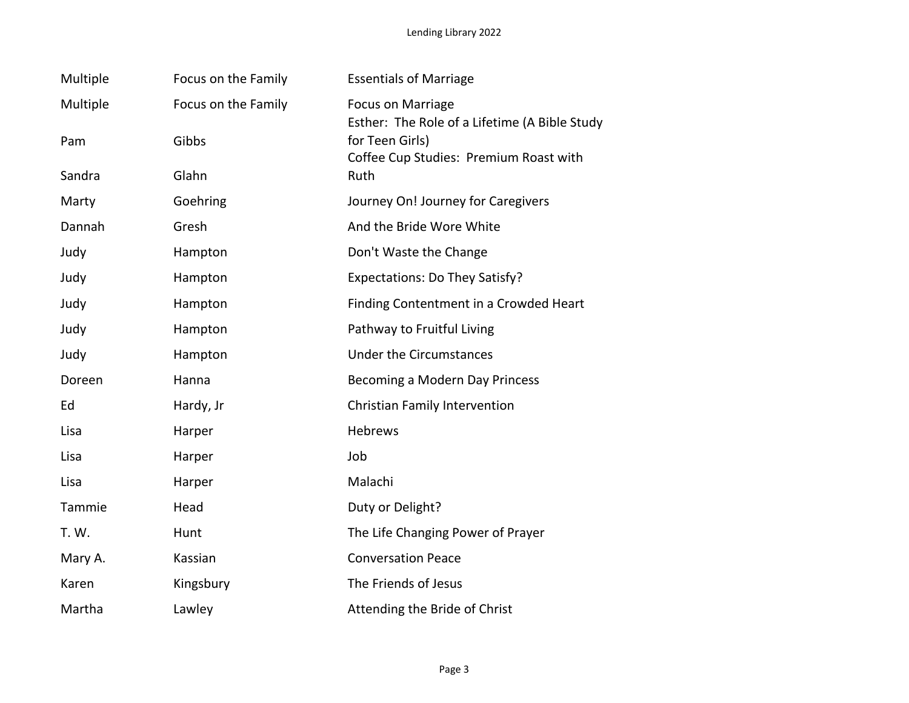| | | |
|---|---|---|
| Multiple | Focus on the Family | Essentials of Marriage |
| Multiple | Focus on the Family | Focus on Marriage |
| Pam | Gibbs | Esther: The Role of a Lifetime (A Bible Study for Teen Girls) |
| Sandra | Glahn | Coffee Cup Studies: Premium Roast with Ruth |
| Marty | Goehring | Journey On! Journey for Caregivers |
| Dannah | Gresh | And the Bride Wore White |
| Judy | Hampton | Don't Waste the Change |
| Judy | Hampton | Expectations: Do They Satisfy? |
| Judy | Hampton | Finding Contentment in a Crowded Heart |
| Judy | Hampton | Pathway to Fruitful Living |
| Judy | Hampton | Under the Circumstances |
| Doreen | Hanna | Becoming a Modern Day Princess |
| Ed | Hardy, Jr | Christian Family Intervention |
| Lisa | Harper | Hebrews |
| Lisa | Harper | Job |
| Lisa | Harper | Malachi |
| Tammie | Head | Duty or Delight? |
| T. W. | Hunt | The Life Changing Power of Prayer |
| Mary A. | Kassian | Conversation Peace |
| Karen | Kingsbury | The Friends of Jesus |
| Martha | Lawley | Attending the Bride of Christ |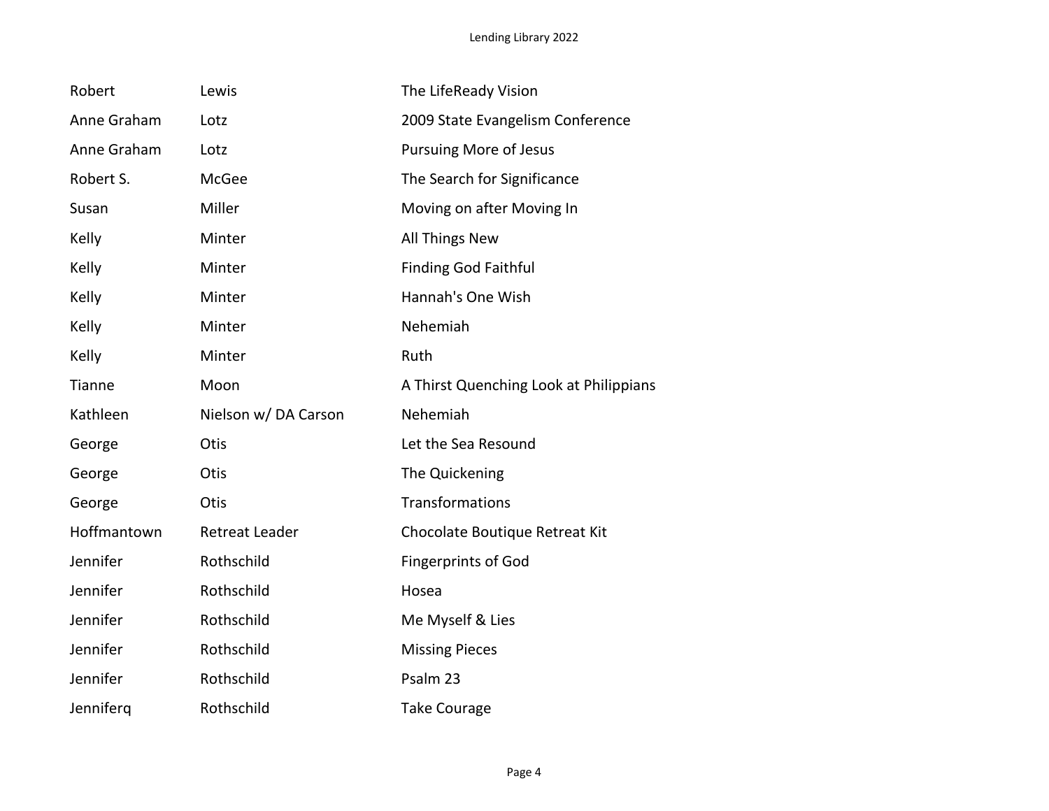| | | |
|---|---|---|
| Robert | Lewis | The LifeReady Vision |
| Anne Graham | Lotz | 2009 State Evangelism Conference |
| Anne Graham | Lotz | Pursuing More of Jesus |
| Robert S. | McGee | The Search for Significance |
| Susan | Miller | Moving on after Moving In |
| Kelly | Minter | All Things New |
| Kelly | Minter | Finding God Faithful |
| Kelly | Minter | Hannah's One Wish |
| Kelly | Minter | Nehemiah |
| Kelly | Minter | Ruth |
| Tianne | Moon | A Thirst Quenching Look at Philippians |
| Kathleen | Nielson w/ DA Carson | Nehemiah |
| George | Otis | Let the Sea Resound |
| George | Otis | The Quickening |
| George | Otis | Transformations |
| Hoffmantown | Retreat Leader | Chocolate Boutique Retreat Kit |
| Jennifer | Rothschild | Fingerprints of God |
| Jennifer | Rothschild | Hosea |
| Jennifer | Rothschild | Me Myself & Lies |
| Jennifer | Rothschild | Missing Pieces |
| Jennifer | Rothschild | Psalm 23 |
| Jenniferq | Rothschild | Take Courage |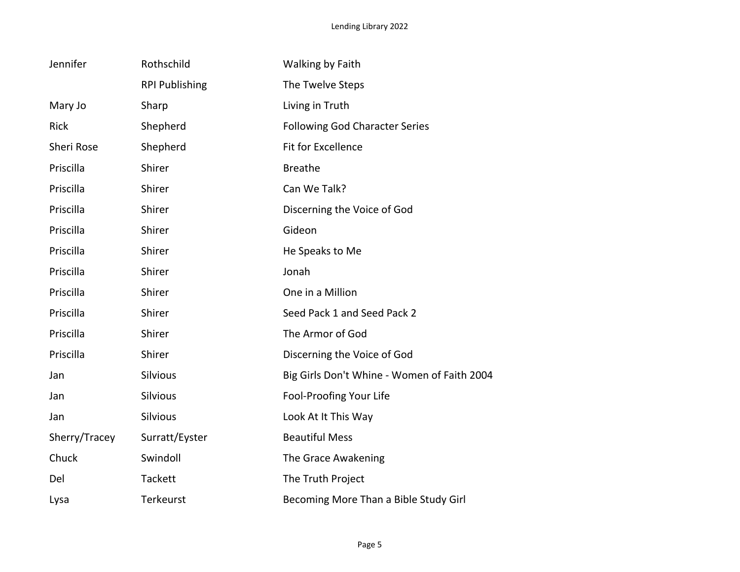| | | |
|---|---|---|
| Jennifer | Rothschild | Walking by Faith |
| | RPI Publishing | The Twelve Steps |
| Mary Jo | Sharp | Living in Truth |
| Rick | Shepherd | Following God Character Series |
| Sheri Rose | Shepherd | Fit for Excellence |
| Priscilla | Shirer | Breathe |
| Priscilla | Shirer | Can We Talk? |
| Priscilla | Shirer | Discerning the Voice of God |
| Priscilla | Shirer | Gideon |
| Priscilla | Shirer | He Speaks to Me |
| Priscilla | Shirer | Jonah |
| Priscilla | Shirer | One in a Million |
| Priscilla | Shirer | Seed Pack 1 and Seed Pack 2 |
| Priscilla | Shirer | The Armor of God |
| Priscilla | Shirer | Discerning the Voice of God |
| Jan | Silvious | Big Girls Don't Whine - Women of Faith 2004 |
| Jan | Silvious | Fool-Proofing Your Life |
| Jan | Silvious | Look At It This Way |
| Sherry/Tracey | Surratt/Eyster | Beautiful Mess |
| Chuck | Swindoll | The Grace Awakening |
| Del | Tackett | The Truth Project |
| Lysa | Terkeurst | Becoming More Than a Bible Study Girl |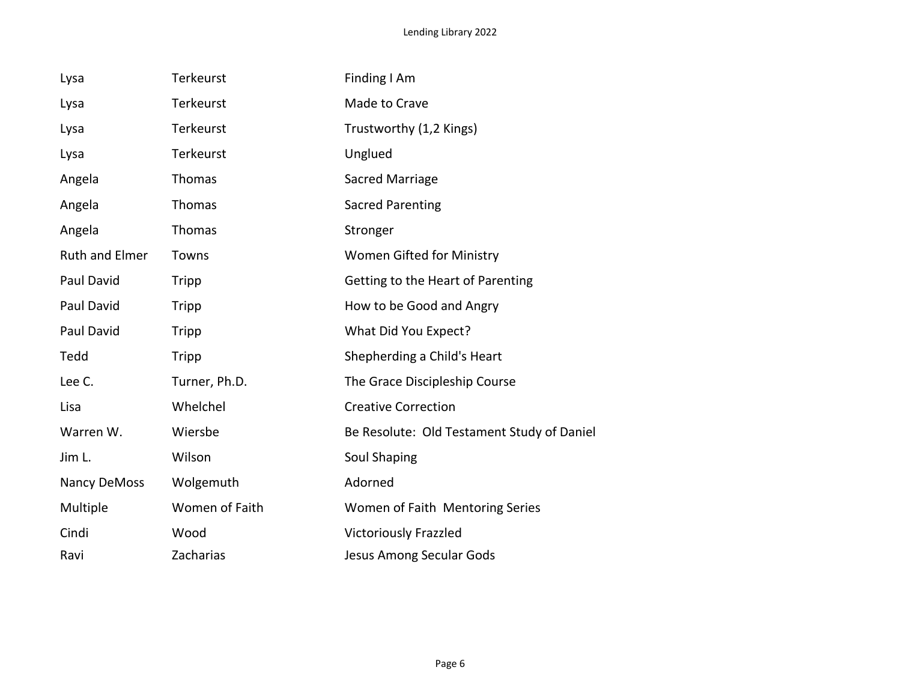| | | |
|---|---|---|
| Lysa | Terkeurst | Finding I Am |
| Lysa | Terkeurst | Made to Crave |
| Lysa | Terkeurst | Trustworthy (1,2 Kings) |
| Lysa | Terkeurst | Unglued |
| Angela | Thomas | Sacred Marriage |
| Angela | Thomas | Sacred Parenting |
| Angela | Thomas | Stronger |
| Ruth and Elmer | Towns | Women Gifted for Ministry |
| Paul David | Tripp | Getting to the Heart of Parenting |
| Paul David | Tripp | How to be Good and Angry |
| Paul David | Tripp | What Did You Expect? |
| Tedd | Tripp | Shepherding a Child's Heart |
| Lee C. | Turner, Ph.D. | The Grace Discipleship Course |
| Lisa | Whelchel | Creative Correction |
| Warren W. | Wiersbe | Be Resolute:  Old Testament Study of Daniel |
| Jim L. | Wilson | Soul Shaping |
| Nancy DeMoss | Wolgemuth | Adorned |
| Multiple | Women of Faith | Women of Faith  Mentoring Series |
| Cindi | Wood | Victoriously Frazzled |
| Ravi | Zacharias | Jesus Among Secular Gods |